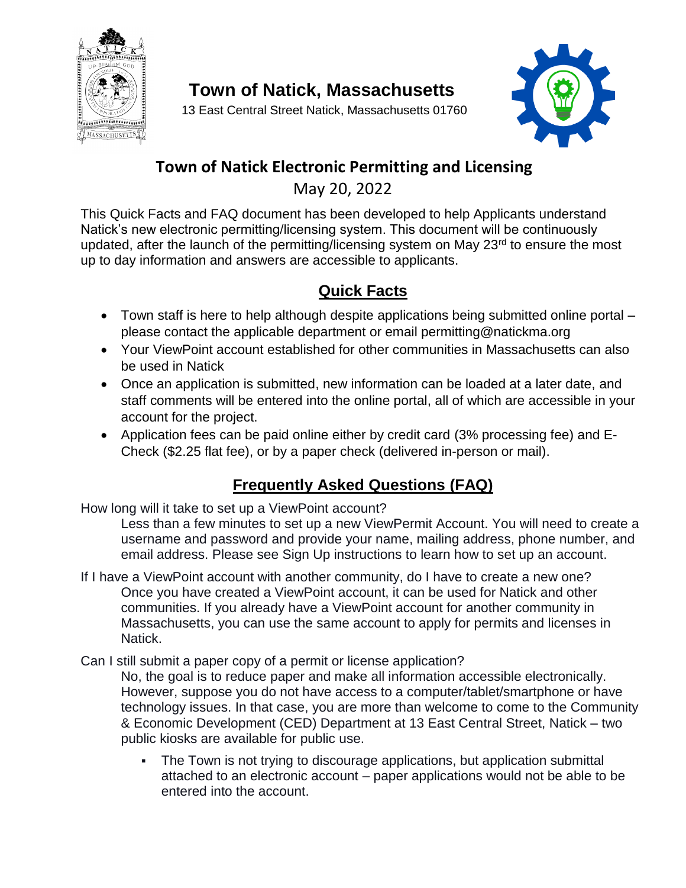# Town of Natick, Massachusetts

13 East Central Street Natick, Massachusetts 01760

## Town of Natick Electronic Permitting and Licensing

May 20, 2022

This Quick Facts and FAQ document has been developed to help Applicants understand Natick's new electronic permitting/licensing system. This document will be continuously updated, after the launch of the permitting/licensing system on May 23rd to ensure the most up to day information and answers are accessible to applicants.

## Quick Facts

- Town staff is here to help although despite applications being submitted online portal – please contact the applicable department or email permitting@natickma.org
- Your ViewPoint account established for other communities in Massachusetts can also be used in Natick
- Once an application is submitted, new information can be loaded at a later date, and staff comments will be entered into the online portal, all of which are accessible in your account for the project.
- Application fees can be paid online either by credit card (3% processing fee) and E-Check ($2.25 flat fee), or by a paper check (delivered in-person or mail).

## Frequently Asked Questions (FAQ)

How long will it take to set up a ViewPoint account?

Less than a few minutes to set up a new ViewPermit Account. You will need to create a username and password and provide your name, mailing address, phone number, and email address. Please see Sign Up instructions to learn how to set up an account.

If I have a ViewPoint account with another community, do I have to create a new one?

Once you have created a ViewPoint account, it can be used for Natick and other communities. If you already have a ViewPoint account for another community in Massachusetts, you can use the same account to apply for permits and licenses in Natick.

Can I still submit a paper copy of a permit or license application?

No, the goal is to reduce paper and make all information accessible electronically. However, suppose you do not have access to a computer/tablet/smartphone or have technology issues. In that case, you are more than welcome to come to the Community & Economic Development (CED) Department at 13 East Central Street, Natick – two public kiosks are available for public use.

- The Town is not trying to discourage applications, but application submittal attached to an electronic account – paper applications would not be able to be entered into the account.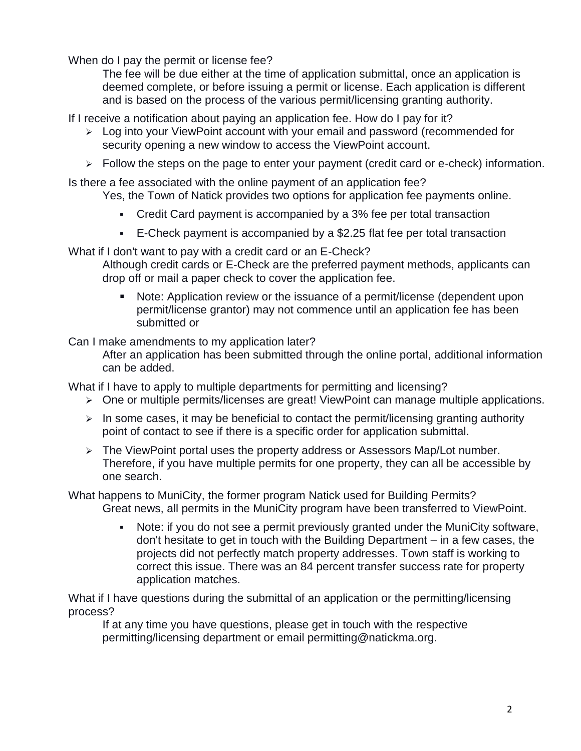When do I pay the permit or license fee?

The fee will be due either at the time of application submittal, once an application is deemed complete, or before issuing a permit or license. Each application is different and is based on the process of the various permit/licensing granting authority.

If I receive a notification about paying an application fee. How do I pay for it?

- Log into your ViewPoint account with your email and password (recommended for security opening a new window to access the ViewPoint account.
- Follow the steps on the page to enter your payment (credit card or e-check) information.

Is there a fee associated with the online payment of an application fee?

Yes, the Town of Natick provides two options for application fee payments online.

- Credit Card payment is accompanied by a 3% fee per total transaction
- E-Check payment is accompanied by a $2.25 flat fee per total transaction

What if I don't want to pay with a credit card or an E-Check?

Although credit cards or E-Check are the preferred payment methods, applicants can drop off or mail a paper check to cover the application fee.

- Note: Application review or the issuance of a permit/license (dependent upon permit/license grantor) may not commence until an application fee has been submitted or

Can I make amendments to my application later?

After an application has been submitted through the online portal, additional information can be added.

What if I have to apply to multiple departments for permitting and licensing?

- One or multiple permits/licenses are great! ViewPoint can manage multiple applications.
- In some cases, it may be beneficial to contact the permit/licensing granting authority point of contact to see if there is a specific order for application submittal.
- The ViewPoint portal uses the property address or Assessors Map/Lot number. Therefore, if you have multiple permits for one property, they can all be accessible by one search.

What happens to MuniCity, the former program Natick used for Building Permits?

Great news, all permits in the MuniCity program have been transferred to ViewPoint.

- Note: if you do not see a permit previously granted under the MuniCity software, don't hesitate to get in touch with the Building Department – in a few cases, the projects did not perfectly match property addresses. Town staff is working to correct this issue. There was an 84 percent transfer success rate for property application matches.

What if I have questions during the submittal of an application or the permitting/licensing process?

If at any time you have questions, please get in touch with the respective permitting/licensing department or email permitting@natickma.org.